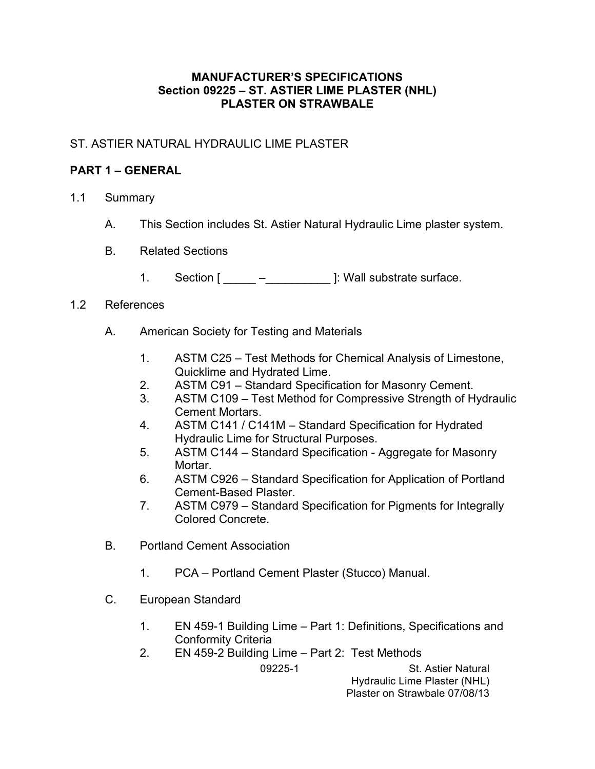**MANUFACTURER'S SPECIFICATIONS**
**Section 09225 – ST. ASTIER LIME PLASTER (NHL)**
**PLASTER ON STRAWBALE**

ST. ASTIER NATURAL HYDRAULIC LIME PLASTER

## PART 1 – GENERAL

1.1 Summary

A. This Section includes St. Astier Natural Hydraulic Lime plaster system.

B. Related Sections

1. Section [ _____ –__________ ]: Wall substrate surface.

1.2 References

A. American Society for Testing and Materials

1. ASTM C25 – Test Methods for Chemical Analysis of Limestone, Quicklime and Hydrated Lime.
2. ASTM C91 – Standard Specification for Masonry Cement.
3. ASTM C109 – Test Method for Compressive Strength of Hydraulic Cement Mortars.
4. ASTM C141 / C141M – Standard Specification for Hydrated Hydraulic Lime for Structural Purposes.
5. ASTM C144 – Standard Specification - Aggregate for Masonry Mortar.
6. ASTM C926 – Standard Specification for Application of Portland Cement-Based Plaster.
7. ASTM C979 – Standard Specification for Pigments for Integrally Colored Concrete.

B. Portland Cement Association

1. PCA – Portland Cement Plaster (Stucco) Manual.

C. European Standard

1. EN 459-1 Building Lime – Part 1: Definitions, Specifications and Conformity Criteria
2. EN 459-2 Building Lime – Part 2: Test Methods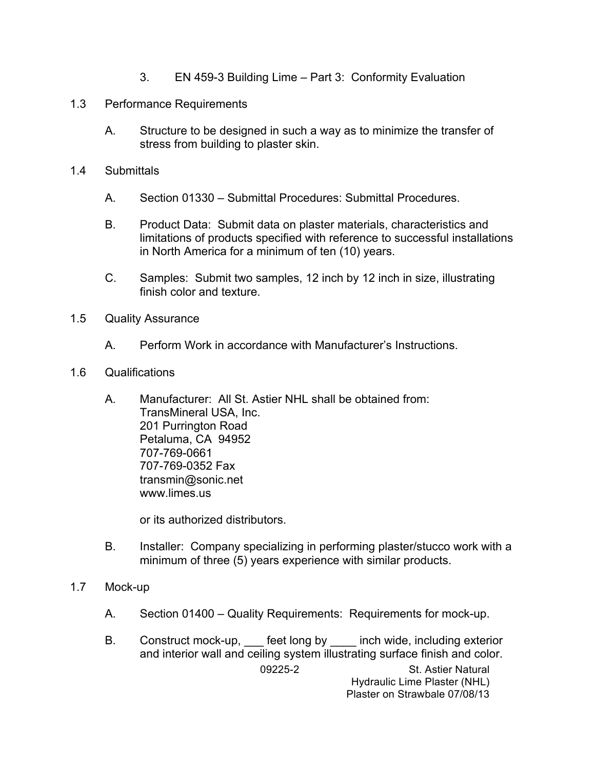3. EN 459-3 Building Lime – Part 3: Conformity Evaluation

1.3 Performance Requirements

A. Structure to be designed in such a way as to minimize the transfer of stress from building to plaster skin.

1.4 Submittals

A. Section 01330 – Submittal Procedures: Submittal Procedures.

B. Product Data: Submit data on plaster materials, characteristics and limitations of products specified with reference to successful installations in North America for a minimum of ten (10) years.

C. Samples: Submit two samples, 12 inch by 12 inch in size, illustrating finish color and texture.

1.5 Quality Assurance

A. Perform Work in accordance with Manufacturer's Instructions.

1.6 Qualifications

A. Manufacturer: All St. Astier NHL shall be obtained from:
TransMineral USA, Inc.
201 Purrington Road
Petaluma, CA 94952
707-769-0661
707-769-0352 Fax
transmin@sonic.net
www.limes.us

or its authorized distributors.

B. Installer: Company specializing in performing plaster/stucco work with a minimum of three (5) years experience with similar products.

1.7 Mock-up

A. Section 01400 – Quality Requirements: Requirements for mock-up.

B. Construct mock-up, ___ feet long by ____ inch wide, including exterior and interior wall and ceiling system illustrating surface finish and color.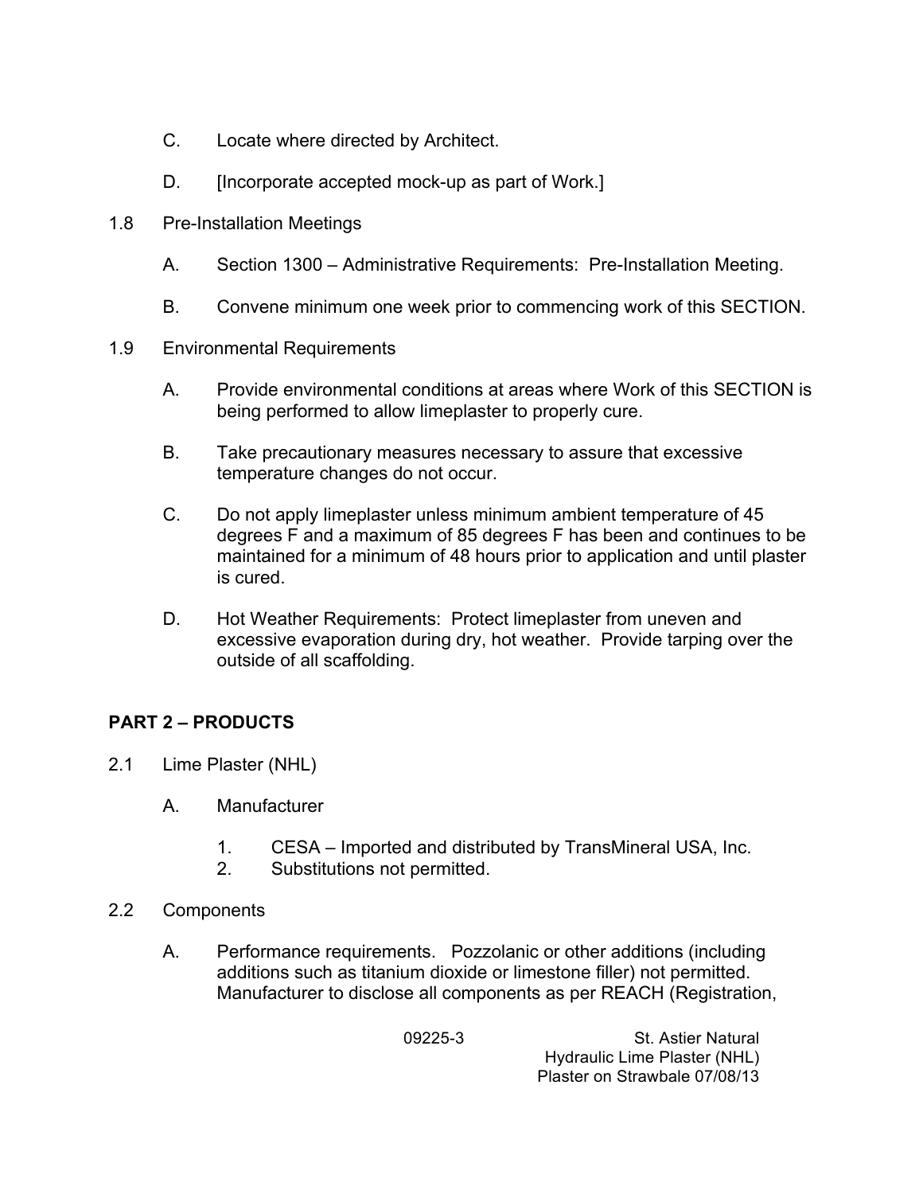C. Locate where directed by Architect.

D. [Incorporate accepted mock-up as part of Work.]

1.8 Pre-Installation Meetings

A. Section 1300 – Administrative Requirements: Pre-Installation Meeting.

B. Convene minimum one week prior to commencing work of this SECTION.

1.9 Environmental Requirements

A. Provide environmental conditions at areas where Work of this SECTION is being performed to allow limeplaster to properly cure.

B. Take precautionary measures necessary to assure that excessive temperature changes do not occur.

C. Do not apply limeplaster unless minimum ambient temperature of 45 degrees F and a maximum of 85 degrees F has been and continues to be maintained for a minimum of 48 hours prior to application and until plaster is cured.

D. Hot Weather Requirements: Protect limeplaster from uneven and excessive evaporation during dry, hot weather. Provide tarping over the outside of all scaffolding.

## PART 2 – PRODUCTS

2.1 Lime Plaster (NHL)

A. Manufacturer

1. CESA – Imported and distributed by TransMineral USA, Inc.
2. Substitutions not permitted.

2.2 Components

A. Performance requirements. Pozzolanic or other additions (including additions such as titanium dioxide or limestone filler) not permitted. Manufacturer to disclose all components as per REACH (Registration,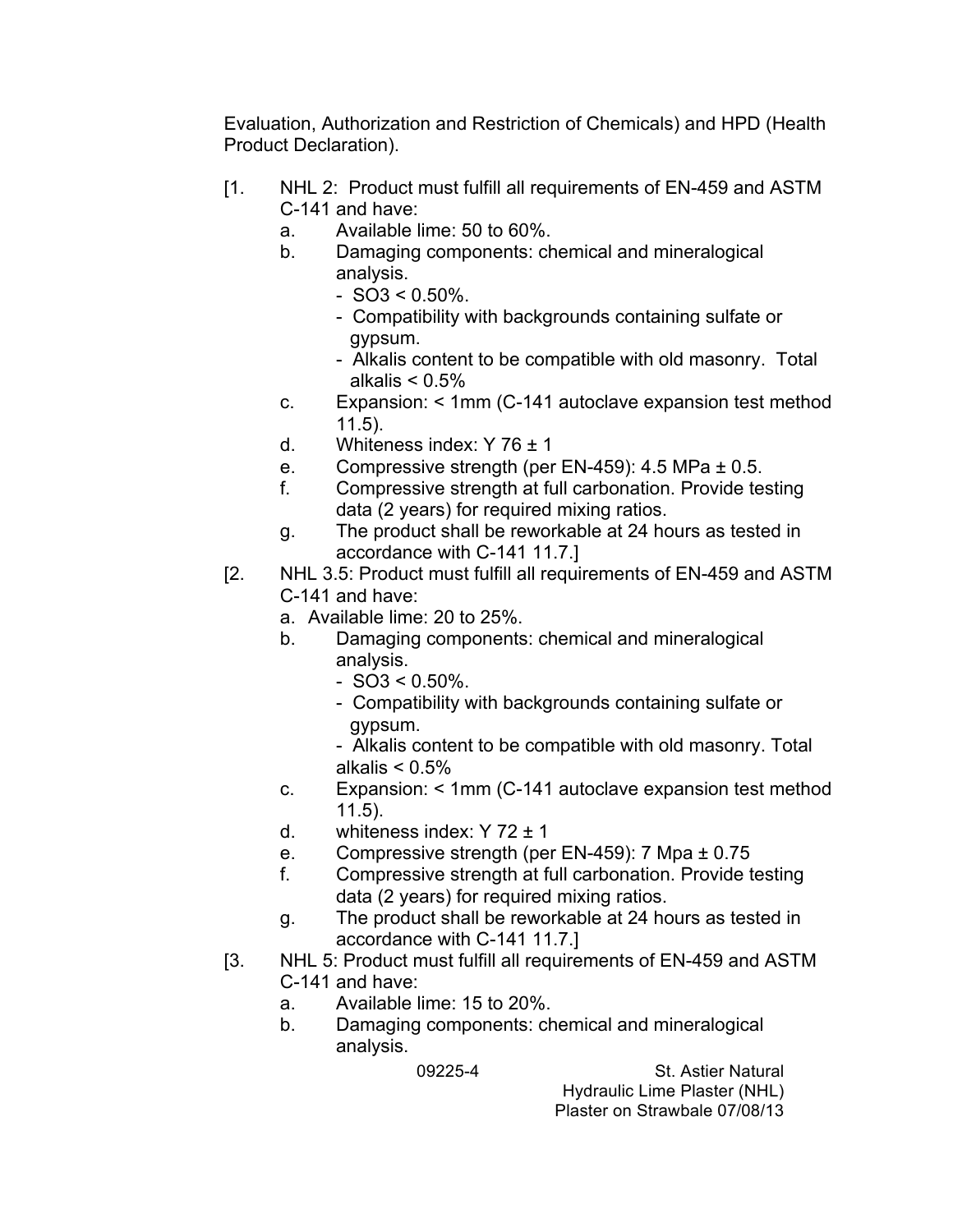Evaluation, Authorization and Restriction of Chemicals) and HPD (Health Product Declaration).

[1. NHL 2: Product must fulfill all requirements of EN-459 and ASTM C-141 and have:
   a. Available lime: 50 to 60%.
   b. Damaging components: chemical and mineralogical analysis.
      - $SO_3$ < 0.50%.
      - Compatibility with backgrounds containing sulfate or gypsum.
      - Alkalis content to be compatible with old masonry. Total alkalis < 0.5%
   c. Expansion: < 1mm (C-141 autoclave expansion test method 11.5).
   d. Whiteness index: Y 76 ± 1
   e. Compressive strength (per EN-459): 4.5 MPa ± 0.5.
   f. Compressive strength at full carbonation. Provide testing data (2 years) for required mixing ratios.
   g. The product shall be reworkable at 24 hours as tested in accordance with C-141 11.7.]

[2. NHL 3.5: Product must fulfill all requirements of EN-459 and ASTM C-141 and have:
   a. Available lime: 20 to 25%.
   b. Damaging components: chemical and mineralogical analysis.
      - $SO_3$ < 0.50%.
      - Compatibility with backgrounds containing sulfate or gypsum.
      - Alkalis content to be compatible with old masonry. Total alkalis < 0.5%
   c. Expansion: < 1mm (C-141 autoclave expansion test method 11.5).
   d. whiteness index: Y 72 ± 1
   e. Compressive strength (per EN-459): 7 Mpa ± 0.75
   f. Compressive strength at full carbonation. Provide testing data (2 years) for required mixing ratios.
   g. The product shall be reworkable at 24 hours as tested in accordance with C-141 11.7.]

[3. NHL 5: Product must fulfill all requirements of EN-459 and ASTM C-141 and have:
   a. Available lime: 15 to 20%.
   b. Damaging components: chemical and mineralogical analysis.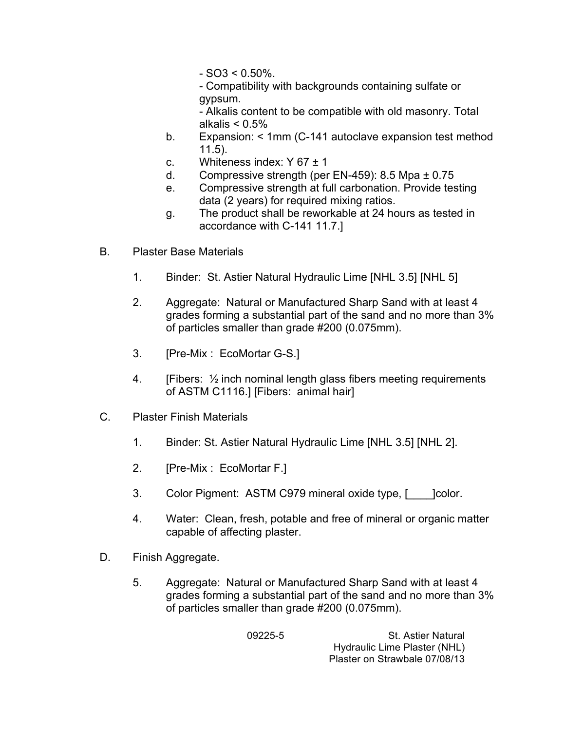- $SO_3 < 0.50\%$.
- Compatibility with backgrounds containing sulfate or gypsum.
- Alkalis content to be compatible with old masonry. Total alkalis < 0.5%

b. Expansion: < 1mm (C-141 autoclave expansion test method 11.5).

c. Whiteness index: Y 67 ± 1

d. Compressive strength (per EN-459): 8.5 Mpa ± 0.75

e. Compressive strength at full carbonation. Provide testing data (2 years) for required mixing ratios.

g. The product shall be reworkable at 24 hours as tested in accordance with C-141 11.7.]

B. Plaster Base Materials

1. Binder: St. Astier Natural Hydraulic Lime [NHL 3.5] [NHL 5]

2. Aggregate: Natural or Manufactured Sharp Sand with at least 4 grades forming a substantial part of the sand and no more than 3% of particles smaller than grade #200 (0.075mm).

3. [Pre-Mix : EcoMortar G-S.]

4. [Fibers: ½ inch nominal length glass fibers meeting requirements of ASTM C1116.] [Fibers: animal hair]

C. Plaster Finish Materials

1. Binder: St. Astier Natural Hydraulic Lime [NHL 3.5] [NHL 2].

2. [Pre-Mix : EcoMortar F.]

3. Color Pigment: ASTM C979 mineral oxide type, [____]color.

4. Water: Clean, fresh, potable and free of mineral or organic matter capable of affecting plaster.

D. Finish Aggregate.

5. Aggregate: Natural or Manufactured Sharp Sand with at least 4 grades forming a substantial part of the sand and no more than 3% of particles smaller than grade #200 (0.075mm).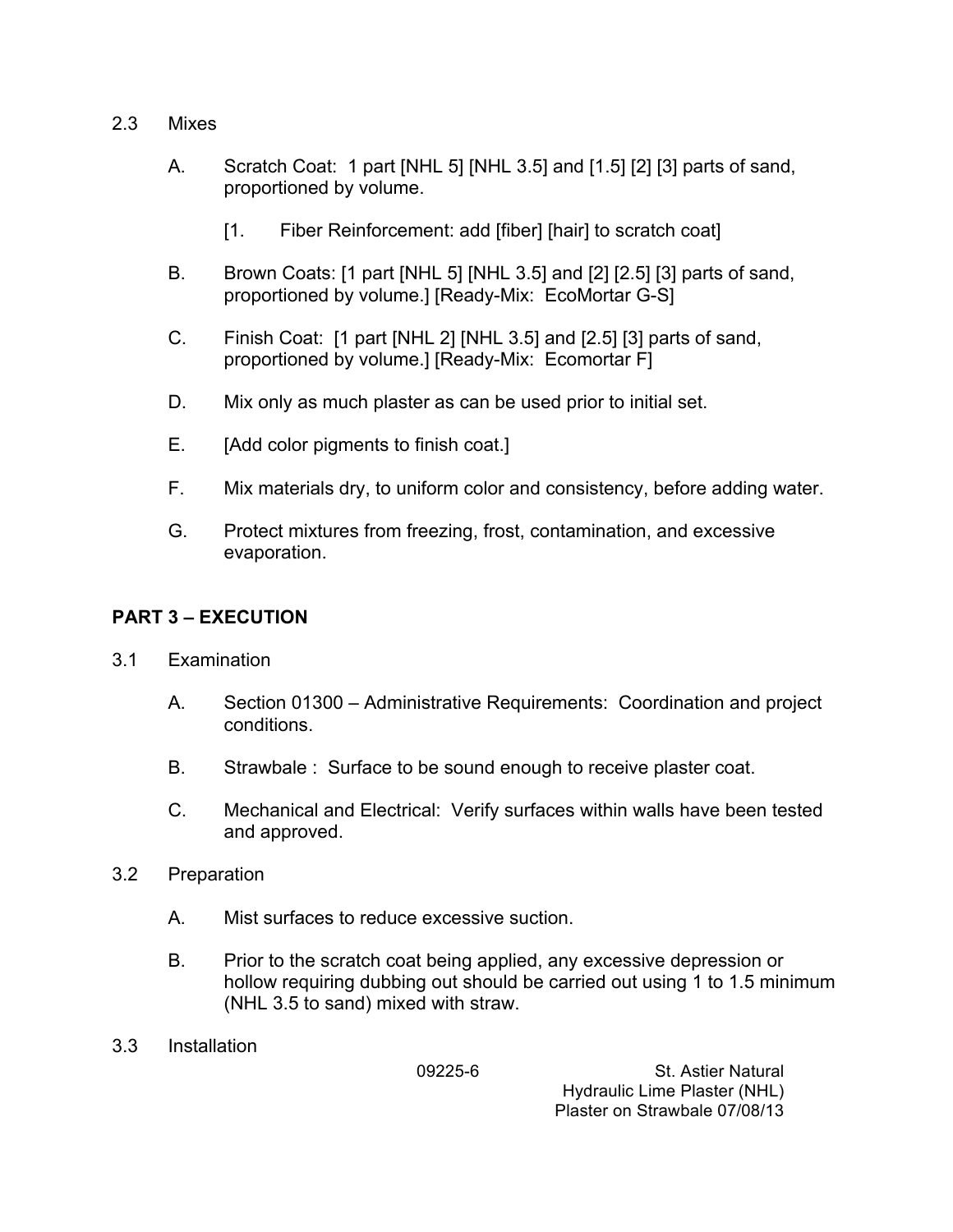2.3 Mixes

A. Scratch Coat: 1 part [NHL 5] [NHL 3.5] and [1.5] [2] [3] parts of sand, proportioned by volume.

[1. Fiber Reinforcement: add [fiber] [hair] to scratch coat]

B. Brown Coats: [1 part [NHL 5] [NHL 3.5] and [2] [2.5] [3] parts of sand, proportioned by volume.] [Ready-Mix: EcoMortar G-S]

C. Finish Coat: [1 part [NHL 2] [NHL 3.5] and [2.5] [3] parts of sand, proportioned by volume.] [Ready-Mix: Ecomortar F]

D. Mix only as much plaster as can be used prior to initial set.

E. [Add color pigments to finish coat.]

F. Mix materials dry, to uniform color and consistency, before adding water.

G. Protect mixtures from freezing, frost, contamination, and excessive evaporation.

## PART 3 – EXECUTION

3.1 Examination

A. Section 01300 – Administrative Requirements: Coordination and project conditions.

B. Strawbale : Surface to be sound enough to receive plaster coat.

C. Mechanical and Electrical: Verify surfaces within walls have been tested and approved.

3.2 Preparation

A. Mist surfaces to reduce excessive suction.

B. Prior to the scratch coat being applied, any excessive depression or hollow requiring dubbing out should be carried out using 1 to 1.5 minimum (NHL 3.5 to sand) mixed with straw.

3.3 Installation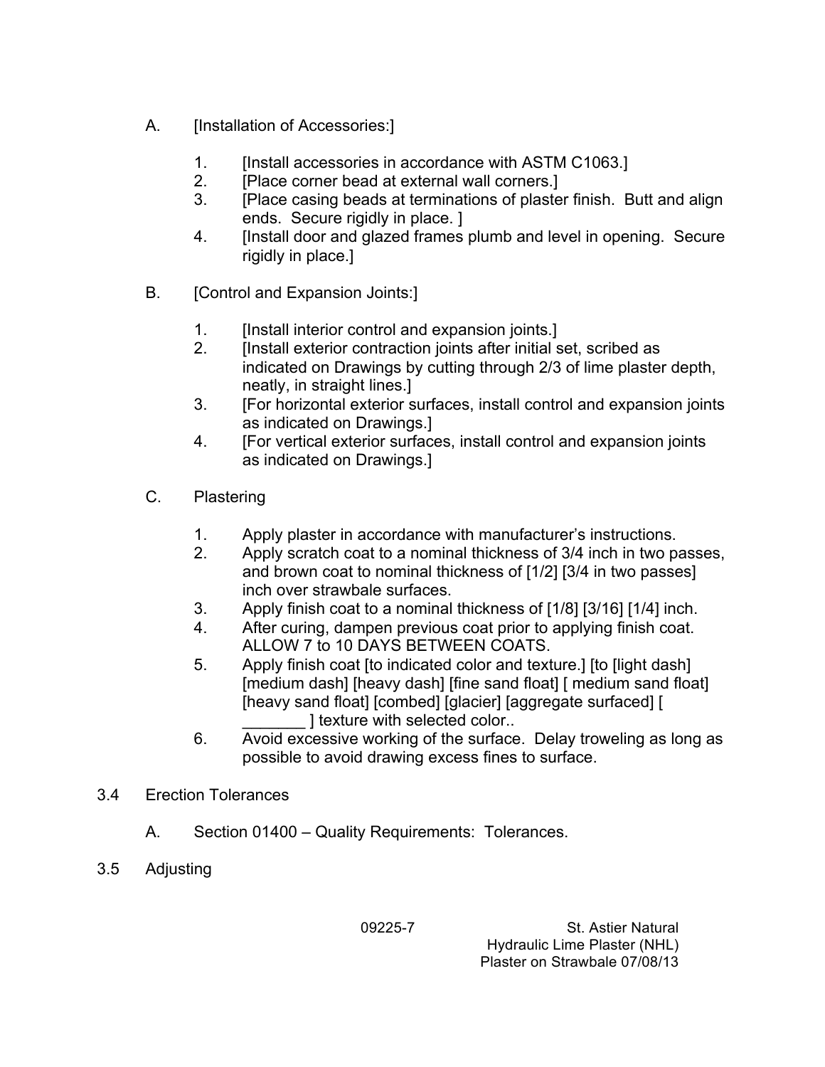A. [Installation of Accessories:]

1. [Install accessories in accordance with ASTM C1063.]
2. [Place corner bead at external wall corners.]
3. [Place casing beads at terminations of plaster finish. Butt and align ends. Secure rigidly in place. ]
4. [Install door and glazed frames plumb and level in opening. Secure rigidly in place.]

B. [Control and Expansion Joints:]

1. [Install interior control and expansion joints.]
2. [Install exterior contraction joints after initial set, scribed as indicated on Drawings by cutting through 2/3 of lime plaster depth, neatly, in straight lines.]
3. [For horizontal exterior surfaces, install control and expansion joints as indicated on Drawings.]
4. [For vertical exterior surfaces, install control and expansion joints as indicated on Drawings.]

C. Plastering

1. Apply plaster in accordance with manufacturer's instructions.
2. Apply scratch coat to a nominal thickness of 3/4 inch in two passes, and brown coat to nominal thickness of [1/2] [3/4 in two passes] inch over strawbale surfaces.
3. Apply finish coat to a nominal thickness of [1/8] [3/16] [1/4] inch.
4. After curing, dampen previous coat prior to applying finish coat. ALLOW 7 to 10 DAYS BETWEEN COATS.
5. Apply finish coat [to indicated color and texture.] [to [light dash] [medium dash] [heavy dash] [fine sand float] [ medium sand float] [heavy sand float] [combed] [glacier] [aggregate surfaced] [ _______ ] texture with selected color..
6. Avoid excessive working of the surface. Delay troweling as long as possible to avoid drawing excess fines to surface.

## 3.4 Erection Tolerances

A. Section 01400 – Quality Requirements: Tolerances.

## 3.5 Adjusting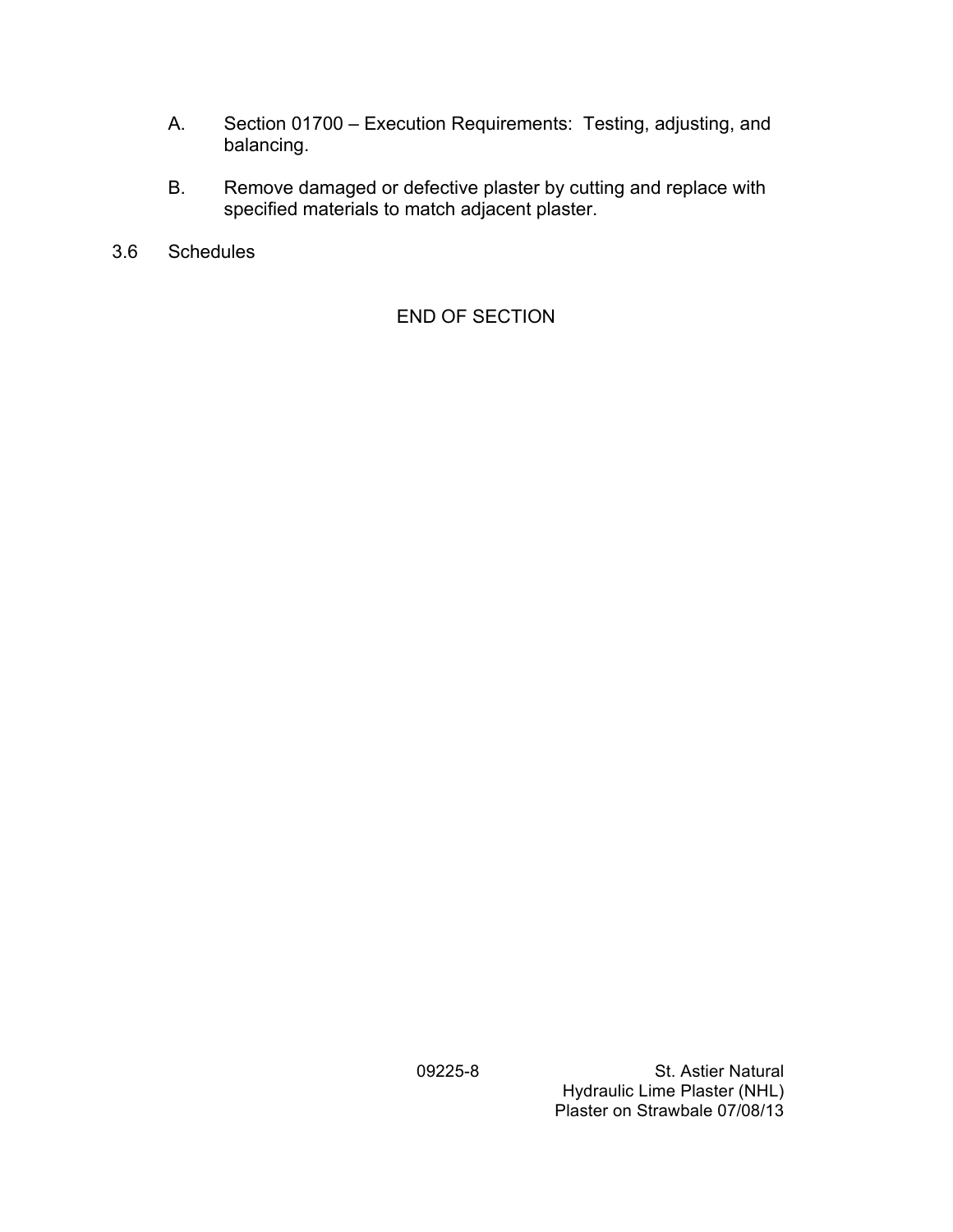A. Section 01700 – Execution Requirements: Testing, adjusting, and balancing.

B. Remove damaged or defective plaster by cutting and replace with specified materials to match adjacent plaster.

3.6 Schedules

END OF SECTION